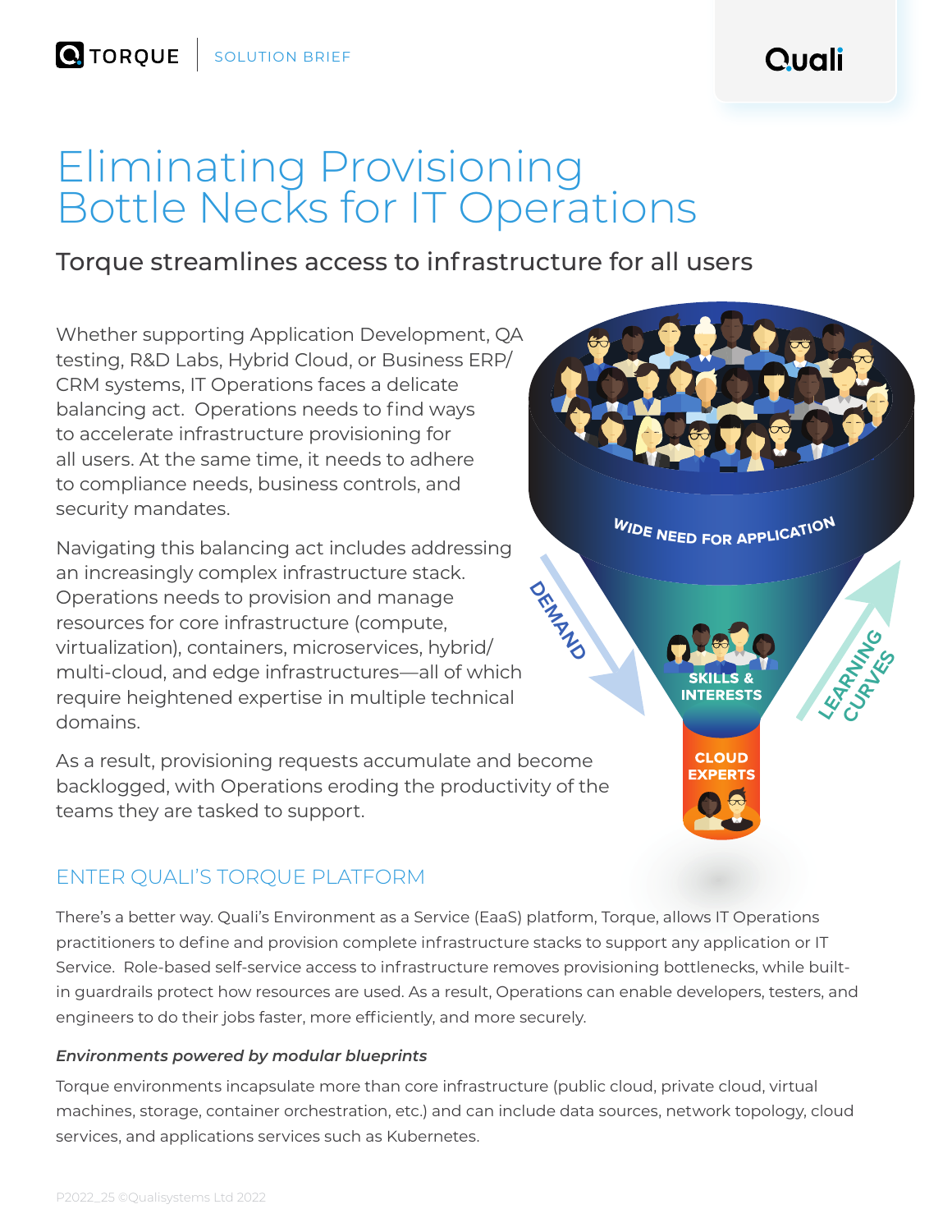TORQUE | SOLUTION BRIEF

# Eliminating Provisioning Bottle Necks for IT Operations

## Torque streamlines access to infrastructure for all users

Whether supporting Application Development, QA testing, R&D Labs, Hybrid Cloud, or Business ERP/CRM systems, IT Operations faces a delicate balancing act. Operations needs to find ways to accelerate infrastructure provisioning for all users. At the same time, it needs to adhere to compliance needs, business controls, and security mandates.

Navigating this balancing act includes addressing an increasingly complex infrastructure stack. Operations needs to provision and manage resources for core infrastructure (compute, virtualization), containers, microservices, hybrid/multi-cloud, and edge infrastructures—all of which require heightened expertise in multiple technical domains.

As a result, provisioning requests accumulate and become backlogged, with Operations eroding the productivity of the teams they are tasked to support.

WIDE NEED FOR APPLICATION

DEMAND

SKILLS & INTERESTS

LEARNING CURVES

CLOUD EXPERTS

## ENTER QUALI'S TORQUE PLATFORM

There's a better way. Quali's Environment as a Service (EaaS) platform, Torque, allows IT Operations practitioners to define and provision complete infrastructure stacks to support any application or IT Service. Role-based self-service access to infrastructure removes provisioning bottlenecks, while built-in guardrails protect how resources are used. As a result, Operations can enable developers, testers, and engineers to do their jobs faster, more efficiently, and more securely.

### *Environments powered by modular blueprints*

Torque environments incapsulate more than core infrastructure (public cloud, private cloud, virtual machines, storage, container orchestration, etc.) and can include data sources, network topology, cloud services, and applications services such as Kubernetes.

P2022_25 ©Qualisystems Ltd 2022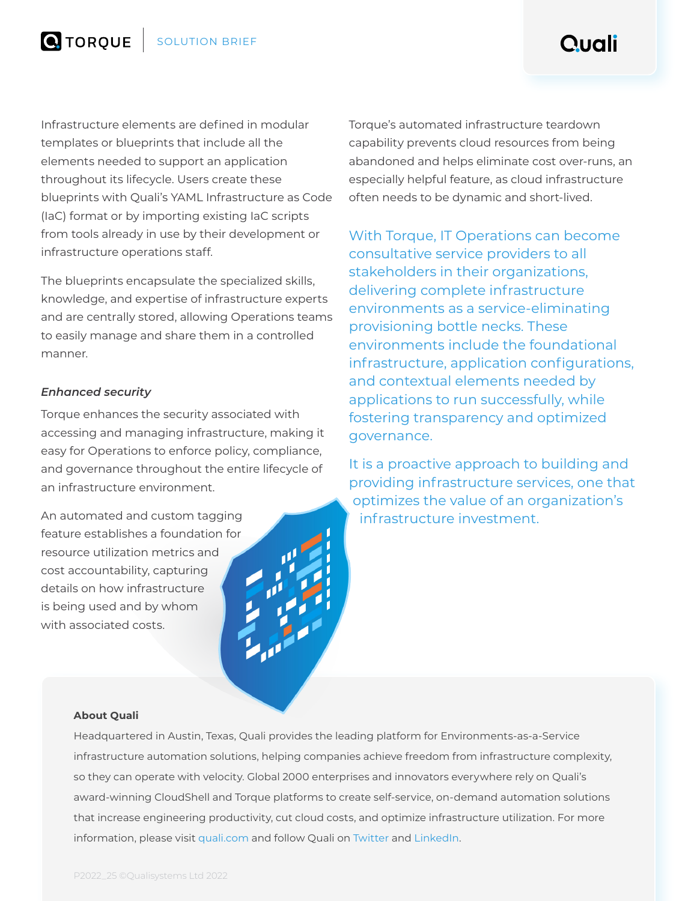Infrastructure elements are defined in modular templates or blueprints that include all the elements needed to support an application throughout its lifecycle. Users create these blueprints with Quali's YAML Infrastructure as Code (IaC) format or by importing existing IaC scripts from tools already in use by their development or infrastructure operations staff.

The blueprints encapsulate the specialized skills, knowledge, and expertise of infrastructure experts and are centrally stored, allowing Operations teams to easily manage and share them in a controlled manner.

*Enhanced security*

Torque enhances the security associated with accessing and managing infrastructure, making it easy for Operations to enforce policy, compliance, and governance throughout the entire lifecycle of an infrastructure environment.

An automated and custom tagging feature establishes a foundation for resource utilization metrics and cost accountability, capturing details on how infrastructure is being used and by whom with associated costs.

Torque's automated infrastructure teardown capability prevents cloud resources from being abandoned and helps eliminate cost over-runs, an especially helpful feature, as cloud infrastructure often needs to be dynamic and short-lived.

With Torque, IT Operations can become consultative service providers to all stakeholders in their organizations, delivering complete infrastructure environments as a service-eliminating provisioning bottle necks. These environments include the foundational infrastructure, application configurations, and contextual elements needed by applications to run successfully, while fostering transparency and optimized governance.

It is a proactive approach to building and providing infrastructure services, one that optimizes the value of an organization's infrastructure investment.

**About Quali**

Headquartered in Austin, Texas, Quali provides the leading platform for Environments-as-a-Service infrastructure automation solutions, helping companies achieve freedom from infrastructure complexity, so they can operate with velocity. Global 2000 enterprises and innovators everywhere rely on Quali's award-winning CloudShell and Torque platforms to create self-service, on-demand automation solutions that increase engineering productivity, cut cloud costs, and optimize infrastructure utilization. For more information, please visit quali.com and follow Quali on Twitter and LinkedIn.

P2022_25 ©Qualisystems Ltd 2022